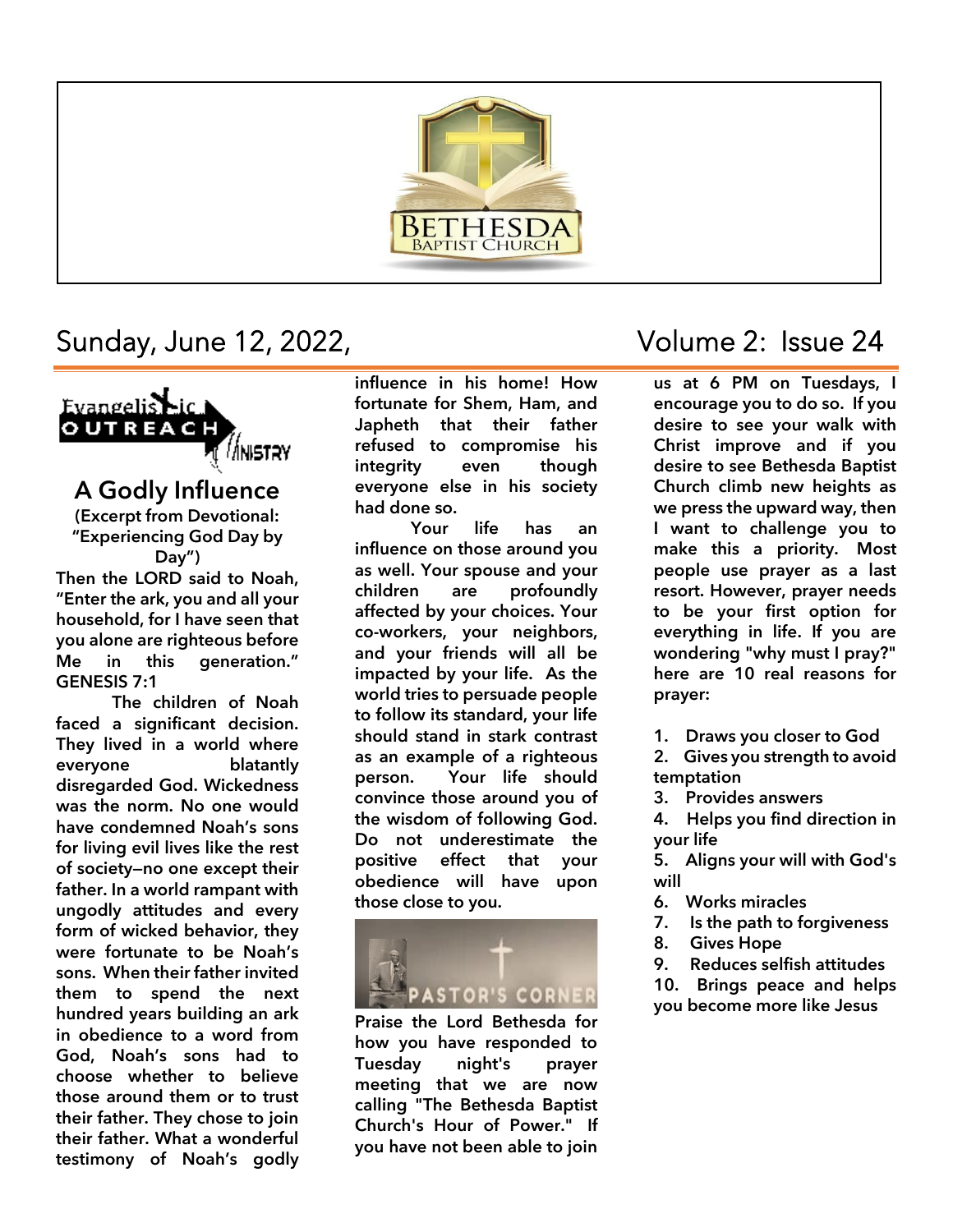BETHESDA
BAPTIST CHURCH

Sunday, June 12, 2022, Volume 2: Issue 24

Evangelistic OUTREACH MINISTRY

## A Godly Influence

**(Excerpt from Devotional: "Experiencing God Day by Day")**

**Then the LORD said to Noah, "Enter the ark, you and all your household, for I have seen that you alone are righteous before Me in this generation." GENESIS 7:1**

**The children of Noah faced a significant decision. They lived in a world where everyone blatantly disregarded God. Wickedness was the norm. No one would have condemned Noah's sons for living evil lives like the rest of society—no one except their father. In a world rampant with ungodly attitudes and every form of wicked behavior, they were fortunate to be Noah's sons. When their father invited them to spend the next hundred years building an ark in obedience to a word from God, Noah's sons had to choose whether to believe those around them or to trust their father. They chose to join their father. What a wonderful testimony of Noah's godly influence in his home! How fortunate for Shem, Ham, and Japheth that their father refused to compromise his integrity even though everyone else in his society had done so.**

**Your life has an influence on those around you as well. Your spouse and your children are profoundly affected by your choices. Your co-workers, your neighbors, and your friends will all be impacted by your life. As the world tries to persuade people to follow its standard, your life should stand in stark contrast as an example of a righteous person. Your life should convince those around you of the wisdom of following God. Do not underestimate the positive effect that your obedience will have upon those close to you.**

PASTOR'S CORNER

**Praise the Lord Bethesda for how you have responded to Tuesday night's prayer meeting that we are now calling "The Bethesda Baptist Church's Hour of Power." If you have not been able to join us at 6 PM on Tuesdays, I encourage you to do so. If you desire to see your walk with Christ improve and if you desire to see Bethesda Baptist Church climb new heights as we press the upward way, then I want to challenge you to make this a priority. Most people use prayer as a last resort. However, prayer needs to be your first option for everything in life. If you are wondering "why must I pray?" here are 10 real reasons for prayer:**

1. **Draws you closer to God**
2. **Gives you strength to avoid temptation**
3. **Provides answers**
4. **Helps you find direction in your life**
5. **Aligns your will with God's will**
6. **Works miracles**
7. **Is the path to forgiveness**
8. **Gives Hope**
9. **Reduces selfish attitudes**
10. **Brings peace and helps you become more like Jesus**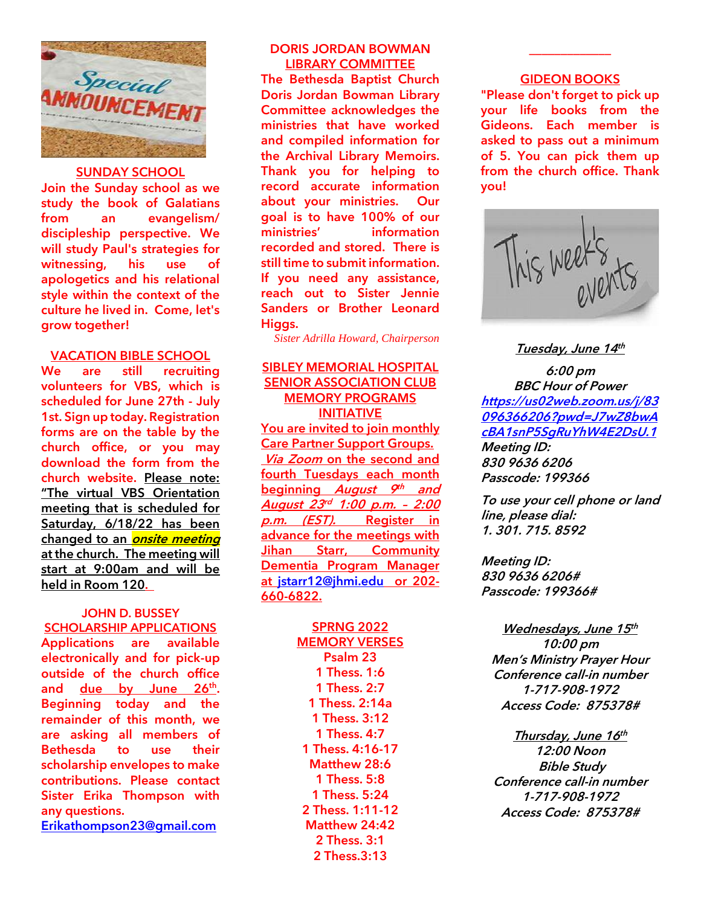## SUNDAY SCHOOL

Join the Sunday school as we study the book of Galatians from an evangelism/ discipleship perspective. We will study Paul's strategies for witnessing, his use of apologetics and his relational style within the context of the culture he lived in. Come, let's grow together!

## VACATION BIBLE SCHOOL

We are still recruiting volunteers for VBS, which is scheduled for June 27th - July 1st. Sign up today. Registration forms are on the table by the church office, or you may download the form from the church website. Please note: "The virtual VBS Orientation meeting that is scheduled for Saturday, 6/18/22 has been changed to an ***onsite meeting*** at the church. The meeting will start at 9:00am and will be held in Room 120.

## JOHN D. BUSSEY SCHOLARSHIP APPLICATIONS

Applications are available electronically and for pick-up outside of the church office and due by June 26th. Beginning today and the remainder of this month, we are asking all members of Bethesda to use their scholarship envelopes to make contributions. Please contact Sister Erika Thompson with any questions. Erikathompson23@gmail.com

## DORIS JORDAN BOWMAN LIBRARY COMMITTEE

The Bethesda Baptist Church Doris Jordan Bowman Library Committee acknowledges the ministries that have worked and compiled information for the Archival Library Memoirs. Thank you for helping to record accurate information about your ministries. Our goal is to have 100% of our ministries' information recorded and stored. There is still time to submit information. If you need any assistance, reach out to Sister Jennie Sanders or Brother Leonard Higgs.

*Sister Adrilla Howard, Chairperson*

## SIBLEY MEMORIAL HOSPITAL SENIOR ASSOCIATION CLUB MEMORY PROGRAMS INITIATIVE

You are invited to join monthly Care Partner Support Groups. *Via Zoom* on the second and fourth Tuesdays each month beginning *August 9th and August 23rd 1:00 p.m. – 2:00 p.m. (EST).* Register in advance for the meetings with Jihan Starr, Community Dementia Program Manager at jstarr12@jhmi.edu or 202-660-6822.

## SPRNG 2022 MEMORY VERSES

Psalm 23
1 Thess. 1:6
1 Thess. 2:7
1 Thess. 2:14a
1 Thess. 3:12
1 Thess. 4:7
1 Thess. 4:16-17
Matthew 28:6
1 Thess. 5:8
1 Thess. 5:24
2 Thess. 1:11-12
Matthew 24:42
2 Thess. 3:1
2 Thess.3:13

## GIDEON BOOKS

"Please don't forget to pick up your life books from the Gideons. Each member is asked to pass out a minimum of 5. You can pick them up from the church office. Thank you!

***Tuesday, June 14th***

***6:00 pm***
***BBC Hour of Power***
*https://us02web.zoom.us/j/83096366206?pwd=J7wZ8bwAcBA1snP5SgRuYhW4E2DsU.1*
***Meeting ID:***
***830 9636 6206***
***Passcode: 199366***

*To use your cell phone or land line, please dial:*
*1. 301. 715. 8592*

***Meeting ID:***
***830 9636 6206#***
***Passcode: 199366#***

***Wednesdays, June 15th***
***10:00 pm***
***Men's Ministry Prayer Hour***
***Conference call-in number***
***1-717-908-1972***
***Access Code: 875378#***

***Thursday, June 16th***
***12:00 Noon***
***Bible Study***
***Conference call-in number***
***1-717-908-1972***
***Access Code: 875378#***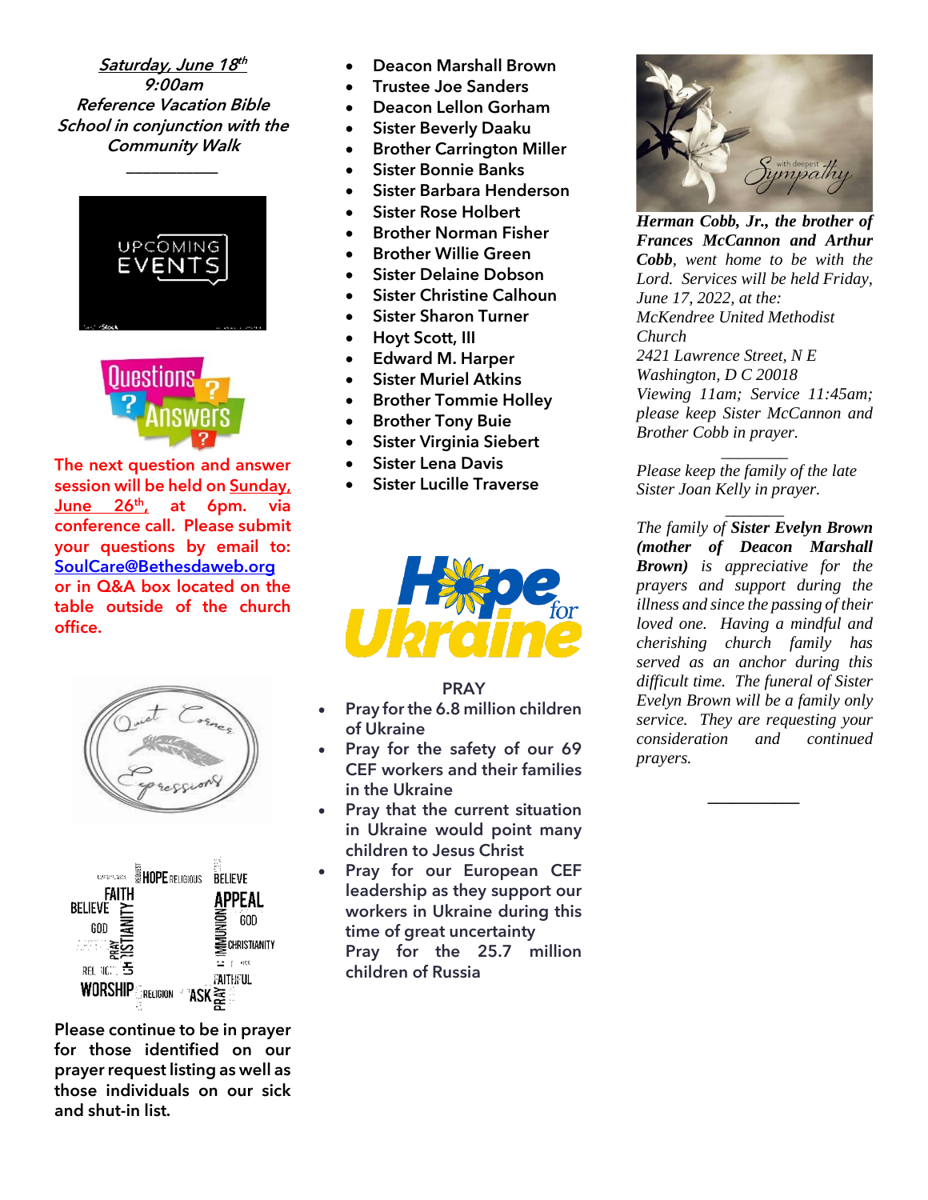***Saturday, June 18th***
***9:00am***
***Reference Vacation Bible School in conjunction with the Community Walk***

---

The next question and answer session will be held on Sunday, June 26th, at 6pm. via conference call. Please submit your questions by email to: SoulCare@Bethesdaweb.org or in Q&A box located on the table outside of the church office.

**Please continue to be in prayer for those identified on our prayer request listing as well as those individuals on our sick and shut-in list.**

- Deacon Marshall Brown
- Trustee Joe Sanders
- Deacon Lellon Gorham
- Sister Beverly Daaku
- Brother Carrington Miller
- Sister Bonnie Banks
- Sister Barbara Henderson
- Sister Rose Holbert
- Brother Norman Fisher
- Brother Willie Green
- Sister Delaine Dobson
- Sister Christine Calhoun
- Sister Sharon Turner
- Hoyt Scott, III
- Edward M. Harper
- Sister Muriel Atkins
- Brother Tommie Holley
- Brother Tony Buie
- Sister Virginia Siebert
- Sister Lena Davis
- Sister Lucille Traverse

PRAY

- Pray for the 6.8 million children of Ukraine
- Pray for the safety of our 69 CEF workers and their families in the Ukraine
- Pray that the current situation in Ukraine would point many children to Jesus Christ
- Pray for our European CEF leadership as they support our workers in Ukraine during this time of great uncertainty

Pray for the 25.7 million children of Russia

***Herman Cobb, Jr., the brother of Frances McCannon and Arthur Cobb**, went home to be with the Lord. Services will be held Friday, June 17, 2022, at the:*
*McKendree United Methodist Church*
*2421 Lawrence Street, N E*
*Washington, D C 20018*
*Viewing 11am; Service 11:45am; please keep Sister McCannon and Brother Cobb in prayer.*

---

*Please keep the family of the late Sister Joan Kelly in prayer.*

---

*The family of **Sister Evelyn Brown (mother of Deacon Marshall Brown)** is appreciative for the prayers and support during the illness and since the passing of their loved one. Having a mindful and cherishing church family has served as an anchor during this difficult time. The funeral of Sister Evelyn Brown will be a family only service. They are requesting your consideration and continued prayers.*

---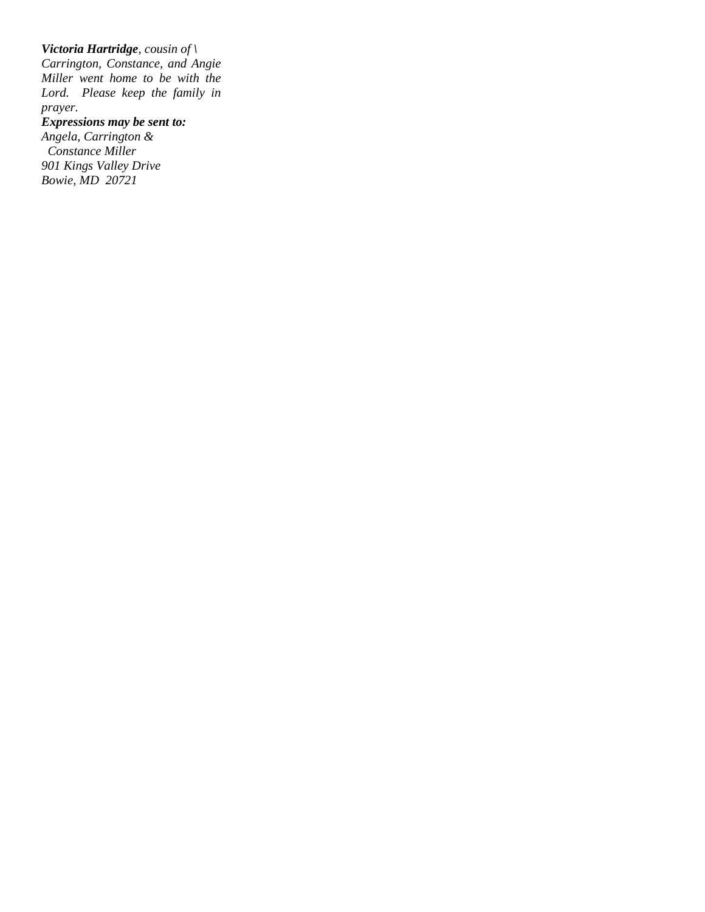***Victoria Hartridge**, cousin of \ Carrington, Constance, and Angie Miller went home to be with the Lord. Please keep the family in prayer.*

***Expressions may be sent to:***

*Angela, Carrington &*
*Constance Miller*
*901 Kings Valley Drive*
*Bowie, MD 20721*